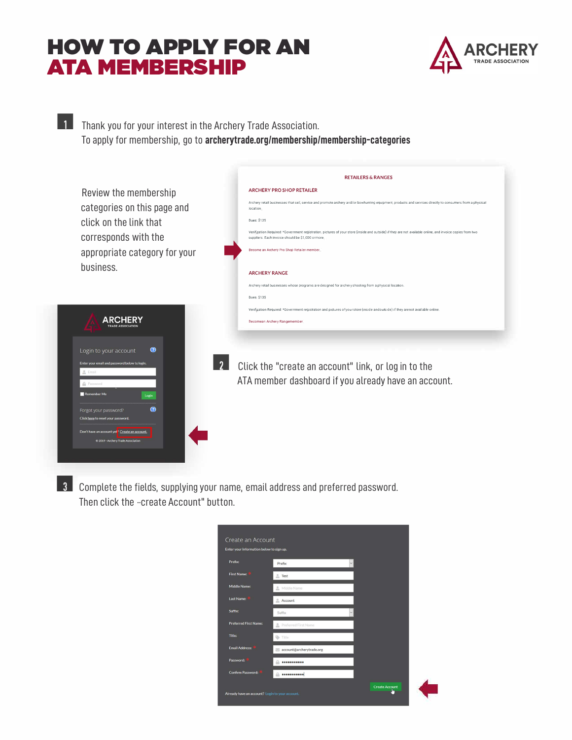# HOW TO APPLY FOR AN ATA MEMBERSHIP

ARCHERY TRADE ASSOCIATION

**1** Thank you for your interest in the Archery Trade Association.
To apply for membership, go to **archerytrade.org/membership/membership-categories**

Review the membership categories on this page and click on the link that corresponds with the appropriate category for your business.

RETAILERS & RANGES

ARCHERY PRO SHOP RETAILER

Archery retail businesses that sell, service and promote archery and/or bowhunting equipment, products and services directly to consumers from a physical location.

Dues: $135

Verification Required: *Government registration, pictures of your store (inside and outside) if they are not available online, and invoice copies from two suppliers. Each invoice should be $1,000 ormore.

Become an Archery Pro Shop Retailer member.

ARCHERY RANGE

Archery retail businesses whose programs are designed for archery shooting from a physical location.

Dues: $135

Verification Required: *Government registration and pictures of your store (inside and outside) if they arenot available online.

Becomean Archery Rangemember

ARCHERY TRADE ASSOCIATION

Login to your account

Enter your email and password below to login.

Email

Password

Remember Me

Login

Forgot your password?

Click here to reset your password.

Don't have an account yet? Create an account.

© 2019 - Archery Trade Association

**2** Click the "create an account" link, or log in to the ATA member dashboard if you already have an account.

**3** Complete the fields, supplying your name, email address and preferred password.
Then click the "create Account" button.

Create an Account

Enter your information below to sign up.

| | |
|---|---|
| Prefix: | Prefix |
| First Name: * | Test |
| Middle Name: | Middle Name |
| Last Name: * | Account |
| Suffix: | Suffix |
| Preferred First Name: | Preferred First Name |
| Title: | Title |
| Email Address: * | account@archerytrade.org |
| Password: * | ••••••••••• |
| Confirm Password: * | ••••••••••• |

Create Account

Already have an account? Login to your account.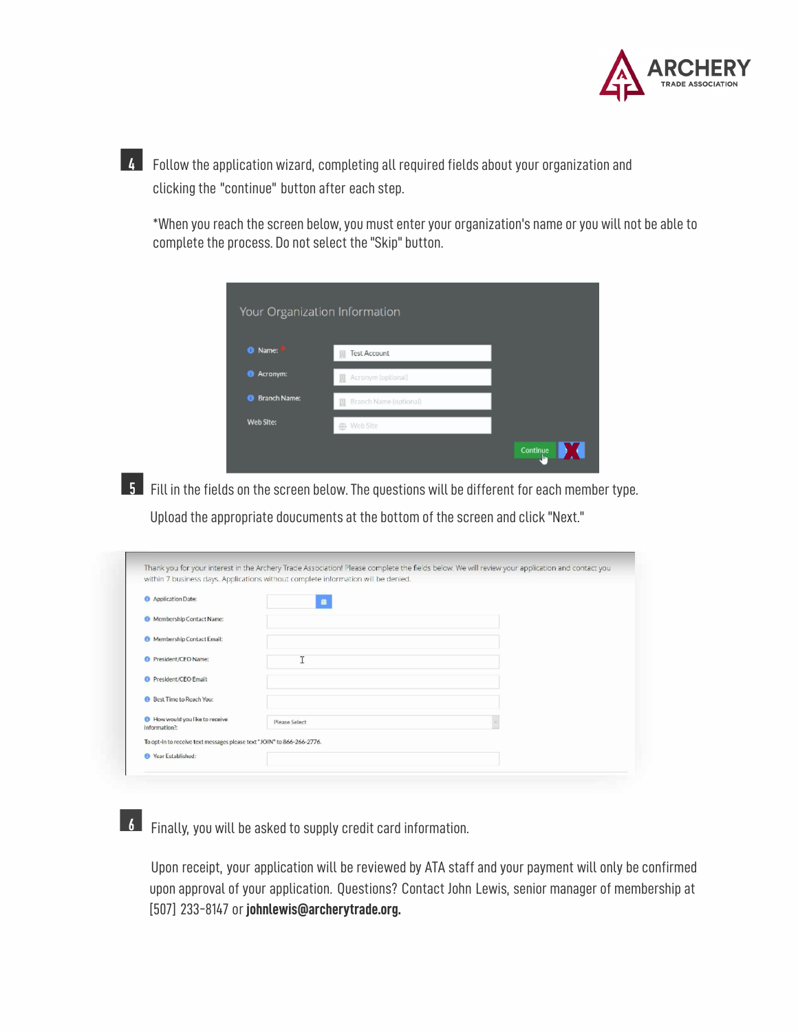4. Follow the application wizard, completing all required fields about your organization and clicking the "continue" button after each step.

   *When you reach the screen below, you must enter your organization's name or you will not be able to complete the process. Do not select the "Skip" button.

5. Fill in the fields on the screen below. The questions will be different for each member type. Upload the appropriate doucuments at the bottom of the screen and click "Next."

6. Finally, you will be asked to supply credit card information.

   Upon receipt, your application will be reviewed by ATA staff and your payment will only be confirmed upon approval of your application. Questions? Contact John Lewis, senior manager of membership at [507] 233-8147 or **johnlewis@archerytrade.org.**